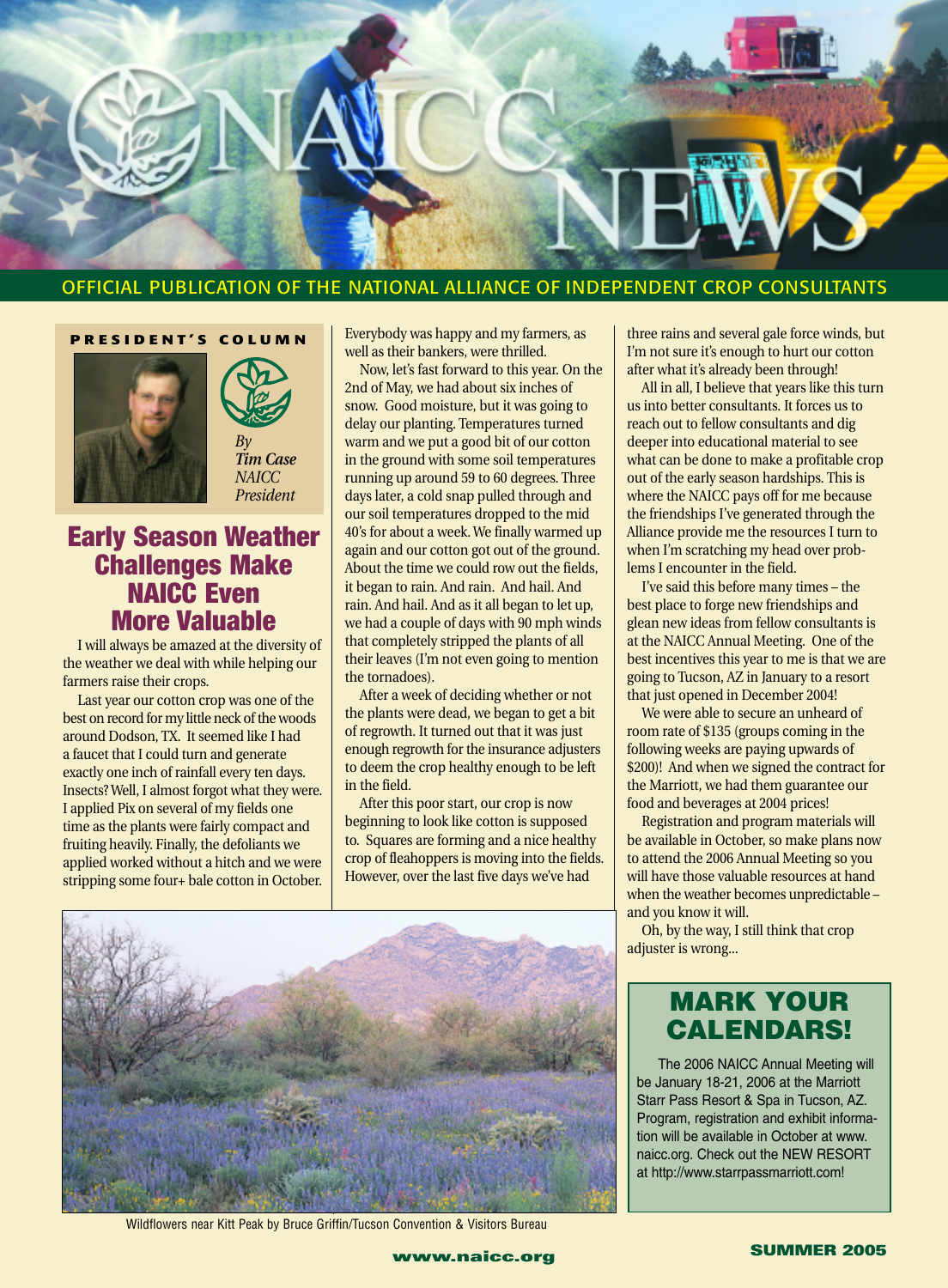# NAICC NEWS

OFFICIAL PUBLICATION OF THE NATIONAL ALLIANCE OF INDEPENDENT CROP CONSULTANTS

**PRESIDENT'S COLUMN**

*By* ***Tim Case*** *NAICC President*

## Early Season Weather Challenges Make NAICC Even More Valuable

I will always be amazed at the diversity of the weather we deal with while helping our farmers raise their crops.

Last year our cotton crop was one of the best on record for my little neck of the woods around Dodson, TX. It seemed like I had a faucet that I could turn and generate exactly one inch of rainfall every ten days. Insects? Well, I almost forgot what they were. I applied Pix on several of my fields one time as the plants were fairly compact and fruiting heavily. Finally, the defoliants we applied worked without a hitch and we were stripping some four+ bale cotton in October. Everybody was happy and my farmers, as well as their bankers, were thrilled.

Now, let's fast forward to this year. On the 2nd of May, we had about six inches of snow. Good moisture, but it was going to delay our planting. Temperatures turned warm and we put a good bit of our cotton in the ground with some soil temperatures running up around 59 to 60 degrees. Three days later, a cold snap pulled through and our soil temperatures dropped to the mid 40's for about a week. We finally warmed up again and our cotton got out of the ground. About the time we could row out the fields, it began to rain. And rain. And hail. And rain. And hail. And as it all began to let up, we had a couple of days with 90 mph winds that completely stripped the plants of all their leaves (I'm not even going to mention the tornadoes).

After a week of deciding whether or not the plants were dead, we began to get a bit of regrowth. It turned out that it was just enough regrowth for the insurance adjusters to deem the crop healthy enough to be left in the field.

After this poor start, our crop is now beginning to look like cotton is supposed to. Squares are forming and a nice healthy crop of fleahoppers is moving into the fields. However, over the last five days we've had three rains and several gale force winds, but I'm not sure it's enough to hurt our cotton after what it's already been through!

All in all, I believe that years like this turn us into better consultants. It forces us to reach out to fellow consultants and dig deeper into educational material to see what can be done to make a profitable crop out of the early season hardships. This is where the NAICC pays off for me because the friendships I've generated through the Alliance provide me the resources I turn to when I'm scratching my head over problems I encounter in the field.

I've said this before many times – the best place to forge new friendships and glean new ideas from fellow consultants is at the NAICC Annual Meeting. One of the best incentives this year to me is that we are going to Tucson, AZ in January to a resort that just opened in December 2004!

We were able to secure an unheard of room rate of $135 (groups coming in the following weeks are paying upwards of $200)! And when we signed the contract for the Marriott, we had them guarantee our food and beverages at 2004 prices!

Registration and program materials will be available in October, so make plans now to attend the 2006 Annual Meeting so you will have those valuable resources at hand when the weather becomes unpredictable – and you know it will.

Oh, by the way, I still think that crop adjuster is wrong...

Wildflowers near Kitt Peak by Bruce Griffin/Tucson Convention & Visitors Bureau

## MARK YOUR CALENDARS!

The 2006 NAICC Annual Meeting will be January 18-21, 2006 at the Marriott Starr Pass Resort & Spa in Tucson, AZ. Program, registration and exhibit information will be available in October at www.naicc.org. Check out the NEW RESORT at http://www.starrpassmarriott.com!

www.naicc.org

SUMMER 2005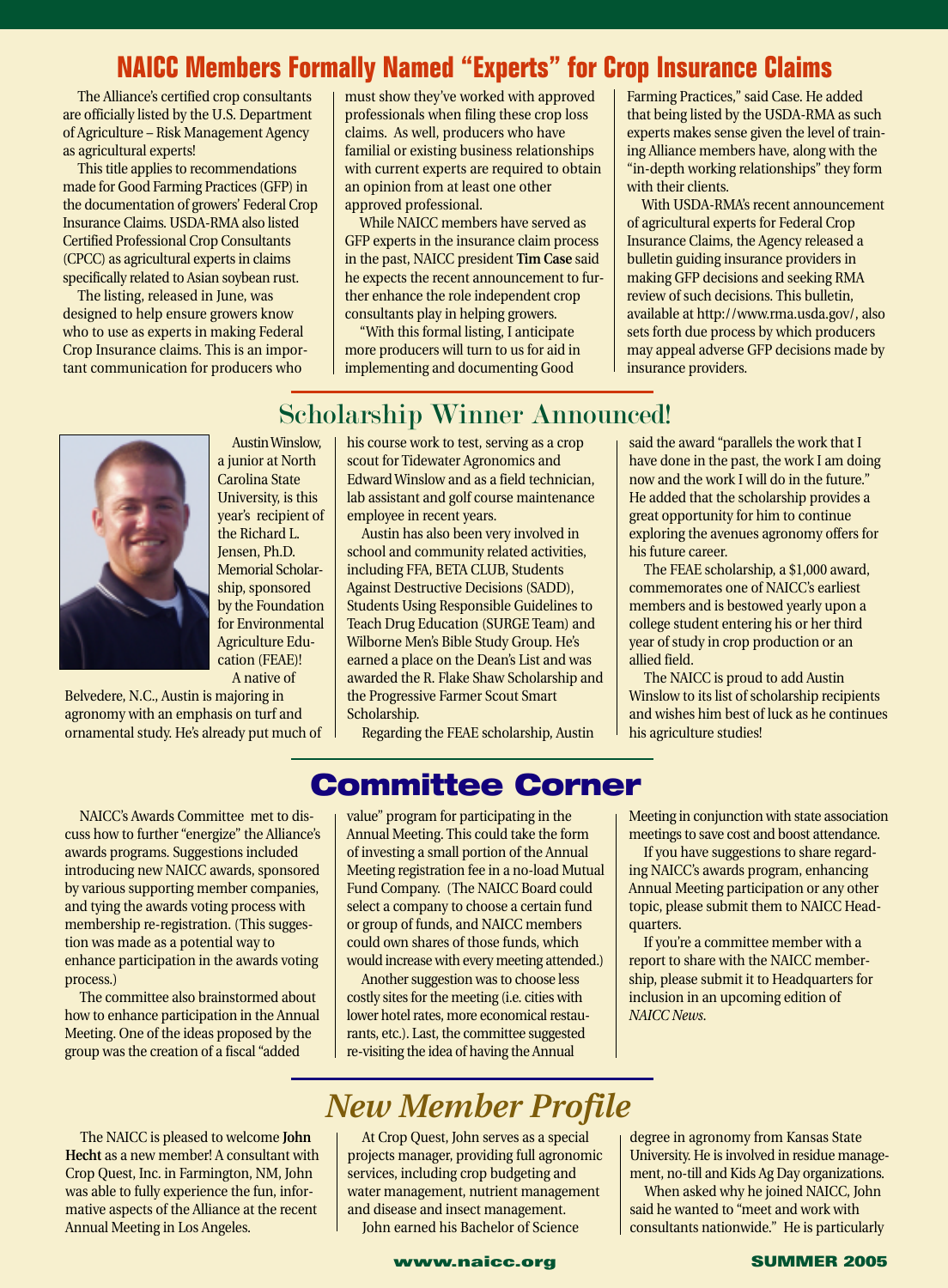## NAICC Members Formally Named "Experts" for Crop Insurance Claims

The Alliance's certified crop consultants are officially listed by the U.S. Department of Agriculture – Risk Management Agency as agricultural experts!

This title applies to recommendations made for Good Farming Practices (GFP) in the documentation of growers' Federal Crop Insurance Claims. USDA-RMA also listed Certified Professional Crop Consultants (CPCC) as agricultural experts in claims specifically related to Asian soybean rust.

The listing, released in June, was designed to help ensure growers know who to use as experts in making Federal Crop Insurance claims. This is an important communication for producers who must show they've worked with approved professionals when filing these crop loss claims. As well, producers who have familial or existing business relationships with current experts are required to obtain an opinion from at least one other approved professional.

While NAICC members have served as GFP experts in the insurance claim process in the past, NAICC president **Tim Case** said he expects the recent announcement to further enhance the role independent crop consultants play in helping growers.

"With this formal listing, I anticipate more producers will turn to us for aid in implementing and documenting Good Farming Practices," said Case. He added that being listed by the USDA-RMA as such experts makes sense given the level of training Alliance members have, along with the "in-depth working relationships" they form with their clients.

With USDA-RMA's recent announcement of agricultural experts for Federal Crop Insurance Claims, the Agency released a bulletin guiding insurance providers in making GFP decisions and seeking RMA review of such decisions. This bulletin, available at http://www.rma.usda.gov/, also sets forth due process by which producers may appeal adverse GFP decisions made by insurance providers.

## Scholarship Winner Announced!

Austin Winslow, a junior at North Carolina State University, is this year's recipient of the Richard L. Jensen, Ph.D. Memorial Scholarship, sponsored by the Foundation for Environmental Agriculture Education (FEAE)!

A native of Belvedere, N.C., Austin is majoring in agronomy with an emphasis on turf and ornamental study. He's already put much of his course work to test, serving as a crop scout for Tidewater Agronomics and Edward Winslow and as a field technician, lab assistant and golf course maintenance employee in recent years.

Austin has also been very involved in school and community related activities, including FFA, BETA CLUB, Students Against Destructive Decisions (SADD), Students Using Responsible Guidelines to Teach Drug Education (SURGE Team) and Wilborne Men's Bible Study Group. He's earned a place on the Dean's List and was awarded the R. Flake Shaw Scholarship and the Progressive Farmer Scout Smart Scholarship.

Regarding the FEAE scholarship, Austin said the award "parallels the work that I have done in the past, the work I am doing now and the work I will do in the future." He added that the scholarship provides a great opportunity for him to continue exploring the avenues agronomy offers for his future career.

The FEAE scholarship, a $1,000 award, commemorates one of NAICC's earliest members and is bestowed yearly upon a college student entering his or her third year of study in crop production or an allied field.

The NAICC is proud to add Austin Winslow to its list of scholarship recipients and wishes him best of luck as he continues his agriculture studies!

## Committee Corner

NAICC's Awards Committee met to discuss how to further "energize" the Alliance's awards programs. Suggestions included introducing new NAICC awards, sponsored by various supporting member companies, and tying the awards voting process with membership re-registration. (This suggestion was made as a potential way to enhance participation in the awards voting process.)

The committee also brainstormed about how to enhance participation in the Annual Meeting. One of the ideas proposed by the group was the creation of a fiscal "added value" program for participating in the Annual Meeting. This could take the form of investing a small portion of the Annual Meeting registration fee in a no-load Mutual Fund Company. (The NAICC Board could select a company to choose a certain fund or group of funds, and NAICC members could own shares of those funds, which would increase with every meeting attended.)

Another suggestion was to choose less costly sites for the meeting (i.e. cities with lower hotel rates, more economical restaurants, etc.). Last, the committee suggested re-visiting the idea of having the Annual Meeting in conjunction with state association meetings to save cost and boost attendance.

If you have suggestions to share regarding NAICC's awards program, enhancing Annual Meeting participation or any other topic, please submit them to NAICC Headquarters.

If you're a committee member with a report to share with the NAICC membership, please submit it to Headquarters for inclusion in an upcoming edition of *NAICC News*.

## *New Member Profile*

The NAICC is pleased to welcome **John Hecht** as a new member! A consultant with Crop Quest, Inc. in Farmington, NM, John was able to fully experience the fun, informative aspects of the Alliance at the recent Annual Meeting in Los Angeles.

At Crop Quest, John serves as a special projects manager, providing full agronomic services, including crop budgeting and water management, nutrient management and disease and insect management.

John earned his Bachelor of Science degree in agronomy from Kansas State University. He is involved in residue management, no-till and Kids Ag Day organizations.

When asked why he joined NAICC, John said he wanted to "meet and work with consultants nationwide." He is particularly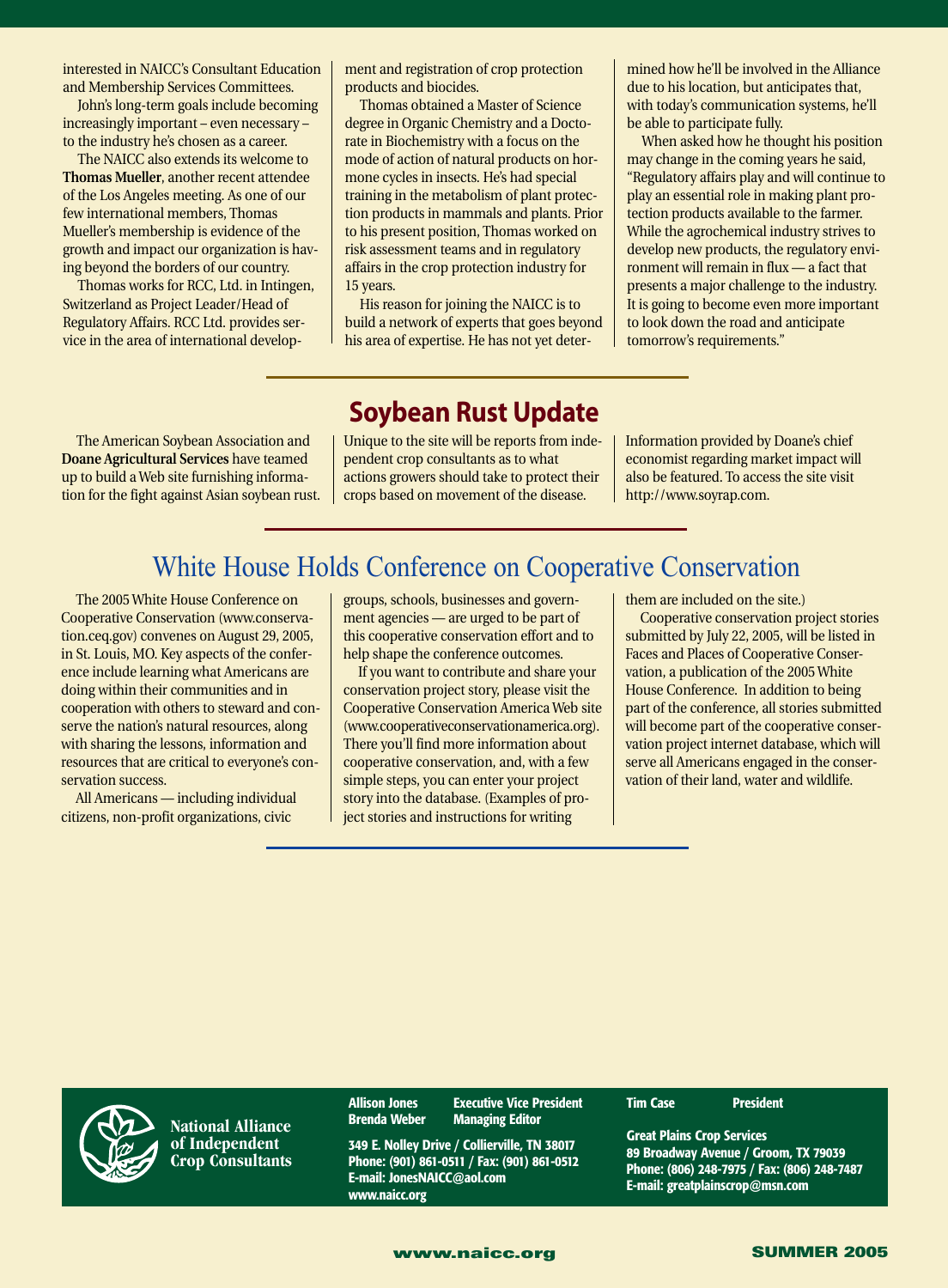interested in NAICC's Consultant Education and Membership Services Committees.

John's long-term goals include becoming increasingly important – even necessary – to the industry he's chosen as a career.

The NAICC also extends its welcome to **Thomas Mueller**, another recent attendee of the Los Angeles meeting. As one of our few international members, Thomas Mueller's membership is evidence of the growth and impact our organization is having beyond the borders of our country.

Thomas works for RCC, Ltd. in Intingen, Switzerland as Project Leader/Head of Regulatory Affairs. RCC Ltd. provides service in the area of international development and registration of crop protection products and biocides.

Thomas obtained a Master of Science degree in Organic Chemistry and a Doctorate in Biochemistry with a focus on the mode of action of natural products on hormone cycles in insects. He's had special training in the metabolism of plant protection products in mammals and plants. Prior to his present position, Thomas worked on risk assessment teams and in regulatory affairs in the crop protection industry for 15 years.

His reason for joining the NAICC is to build a network of experts that goes beyond his area of expertise. He has not yet determined how he'll be involved in the Alliance due to his location, but anticipates that, with today's communication systems, he'll be able to participate fully.

When asked how he thought his position may change in the coming years he said, "Regulatory affairs play and will continue to play an essential role in making plant protection products available to the farmer. While the agrochemical industry strives to develop new products, the regulatory environment will remain in flux — a fact that presents a major challenge to the industry. It is going to become even more important to look down the road and anticipate tomorrow's requirements."

## Soybean Rust Update

The American Soybean Association and **Doane Agricultural Services** have teamed up to build a Web site furnishing information for the fight against Asian soybean rust. Unique to the site will be reports from independent crop consultants as to what actions growers should take to protect their crops based on movement of the disease. Information provided by Doane's chief economist regarding market impact will also be featured. To access the site visit http://www.soyrap.com.

## White House Holds Conference on Cooperative Conservation

The 2005 White House Conference on Cooperative Conservation (www.conservation.ceq.gov) convenes on August 29, 2005, in St. Louis, MO. Key aspects of the conference include learning what Americans are doing within their communities and in cooperation with others to steward and conserve the nation's natural resources, along with sharing the lessons, information and resources that are critical to everyone's conservation success.

All Americans — including individual citizens, non-profit organizations, civic groups, schools, businesses and government agencies — are urged to be part of this cooperative conservation effort and to help shape the conference outcomes.

If you want to contribute and share your conservation project story, please visit the Cooperative Conservation America Web site (www.cooperativeconservationamerica.org). There you'll find more information about cooperative conservation, and, with a few simple steps, you can enter your project story into the database. (Examples of project stories and instructions for writing them are included on the site.)

Cooperative conservation project stories submitted by July 22, 2005, will be listed in Faces and Places of Cooperative Conservation, a publication of the 2005 White House Conference. In addition to being part of the conference, all stories submitted will become part of the cooperative conservation project internet database, which will serve all Americans engaged in the conservation of their land, water and wildlife.

**National Alliance of Independent Crop Consultants**

**Allison Jones** — **Executive Vice President**
**Brenda Weber** — **Managing Editor**

**349 E. Nolley Drive / Collierville, TN 38017**
**Phone: (901) 861-0511 / Fax: (901) 861-0512**
**E-mail: JonesNAICC@aol.com**
**www.naicc.org**

**Tim Case** — **President**

**Great Plains Crop Services**
**89 Broadway Avenue / Groom, TX 79039**
**Phone: (806) 248-7975 / Fax: (806) 248-7487**
**E-mail: greatplainscrop@msn.com**